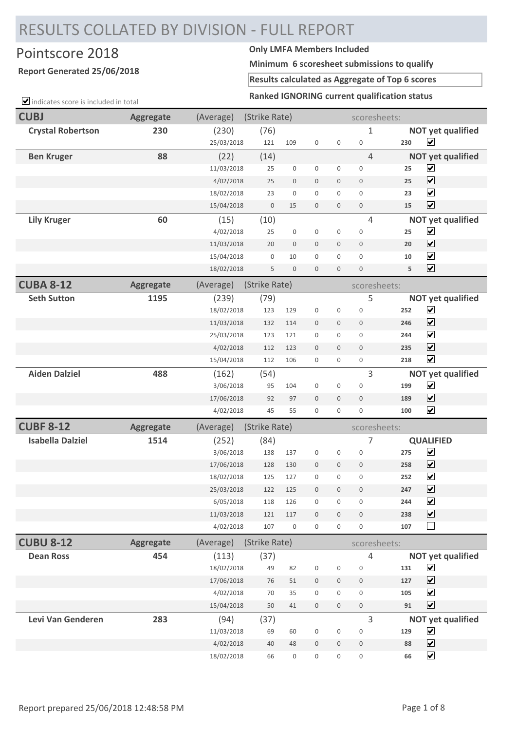# RESULTS COLLATED BY DIVISION - FULL REPORT

## Pointscore 2018

**Report Generated 25/06/2018**

**Only LMFA Members Included**

**Minimum 6 scoresheet submissions to qualify**

**Results calculated as Aggregate of Top 6 scores**

**Ranked IGNORING current qualification status**

☑ indicates score is included in total

| CUBJ | Aggregate | (Average) | (Strike Rate) | | | | | scoresheets: | | |
|---|---|---|---|---|---|---|---|---|---|---|
| **Crystal Robertson** | **230** | (230) | (76) | | | | | 1 | | **NOT yet qualified** |
| | | 25/03/2018 | 121 | 109 | 0 | 0 | 0 | | **230** | ☑ |
| **Ben Kruger** | **88** | (22) | (14) | | | | | 4 | | **NOT yet qualified** |
| | | 11/03/2018 | 25 | 0 | 0 | 0 | 0 | | **25** | ☑ |
| | | 4/02/2018 | 25 | 0 | 0 | 0 | 0 | | **25** | ☑ |
| | | 18/02/2018 | 23 | 0 | 0 | 0 | 0 | | **23** | ☑ |
| | | 15/04/2018 | 0 | 15 | 0 | 0 | 0 | | **15** | ☑ |
| **Lily Kruger** | **60** | (15) | (10) | | | | | 4 | | **NOT yet qualified** |
| | | 4/02/2018 | 25 | 0 | 0 | 0 | 0 | | **25** | ☑ |
| | | 11/03/2018 | 20 | 0 | 0 | 0 | 0 | | **20** | ☑ |
| | | 15/04/2018 | 0 | 10 | 0 | 0 | 0 | | **10** | ☑ |
| | | 18/02/2018 | 5 | 0 | 0 | 0 | 0 | | **5** | ☑ |

| CUBA 8-12 | Aggregate | (Average) | (Strike Rate) | | | | | scoresheets: | | |
|---|---|---|---|---|---|---|---|---|---|---|
| **Seth Sutton** | **1195** | (239) | (79) | | | | | 5 | | **NOT yet qualified** |
| | | 18/02/2018 | 123 | 129 | 0 | 0 | 0 | | **252** | ☑ |
| | | 11/03/2018 | 132 | 114 | 0 | 0 | 0 | | **246** | ☑ |
| | | 25/03/2018 | 123 | 121 | 0 | 0 | 0 | | **244** | ☑ |
| | | 4/02/2018 | 112 | 123 | 0 | 0 | 0 | | **235** | ☑ |
| | | 15/04/2018 | 112 | 106 | 0 | 0 | 0 | | **218** | ☑ |
| **Aiden Dalziel** | **488** | (162) | (54) | | | | | 3 | | **NOT yet qualified** |
| | | 3/06/2018 | 95 | 104 | 0 | 0 | 0 | | **199** | ☑ |
| | | 17/06/2018 | 92 | 97 | 0 | 0 | 0 | | **189** | ☑ |
| | | 4/02/2018 | 45 | 55 | 0 | 0 | 0 | | **100** | ☑ |

| CUBF 8-12 | Aggregate | (Average) | (Strike Rate) | | | | | scoresheets: | | |
|---|---|---|---|---|---|---|---|---|---|---|
| **Isabella Dalziel** | **1514** | (252) | (84) | | | | | 7 | | **QUALIFIED** |
| | | 3/06/2018 | 138 | 137 | 0 | 0 | 0 | | **275** | ☑ |
| | | 17/06/2018 | 128 | 130 | 0 | 0 | 0 | | **258** | ☑ |
| | | 18/02/2018 | 125 | 127 | 0 | 0 | 0 | | **252** | ☑ |
| | | 25/03/2018 | 122 | 125 | 0 | 0 | 0 | | **247** | ☑ |
| | | 6/05/2018 | 118 | 126 | 0 | 0 | 0 | | **244** | ☑ |
| | | 11/03/2018 | 121 | 117 | 0 | 0 | 0 | | **238** | ☑ |
| | | 4/02/2018 | 107 | 0 | 0 | 0 | 0 | | **107** | ☐ |

| CUBU 8-12 | Aggregate | (Average) | (Strike Rate) | | | | | scoresheets: | | |
|---|---|---|---|---|---|---|---|---|---|---|
| **Dean Ross** | **454** | (113) | (37) | | | | | 4 | | **NOT yet qualified** |
| | | 18/02/2018 | 49 | 82 | 0 | 0 | 0 | | **131** | ☑ |
| | | 17/06/2018 | 76 | 51 | 0 | 0 | 0 | | **127** | ☑ |
| | | 4/02/2018 | 70 | 35 | 0 | 0 | 0 | | **105** | ☑ |
| | | 15/04/2018 | 50 | 41 | 0 | 0 | 0 | | **91** | ☑ |
| **Levi Van Genderen** | **283** | (94) | (37) | | | | | 3 | | **NOT yet qualified** |
| | | 11/03/2018 | 69 | 60 | 0 | 0 | 0 | | **129** | ☑ |
| | | 4/02/2018 | 40 | 48 | 0 | 0 | 0 | | **88** | ☑ |
| | | 18/02/2018 | 66 | 0 | 0 | 0 | 0 | | **66** | ☑ |

Report prepared 25/06/2018 12:48:58 PM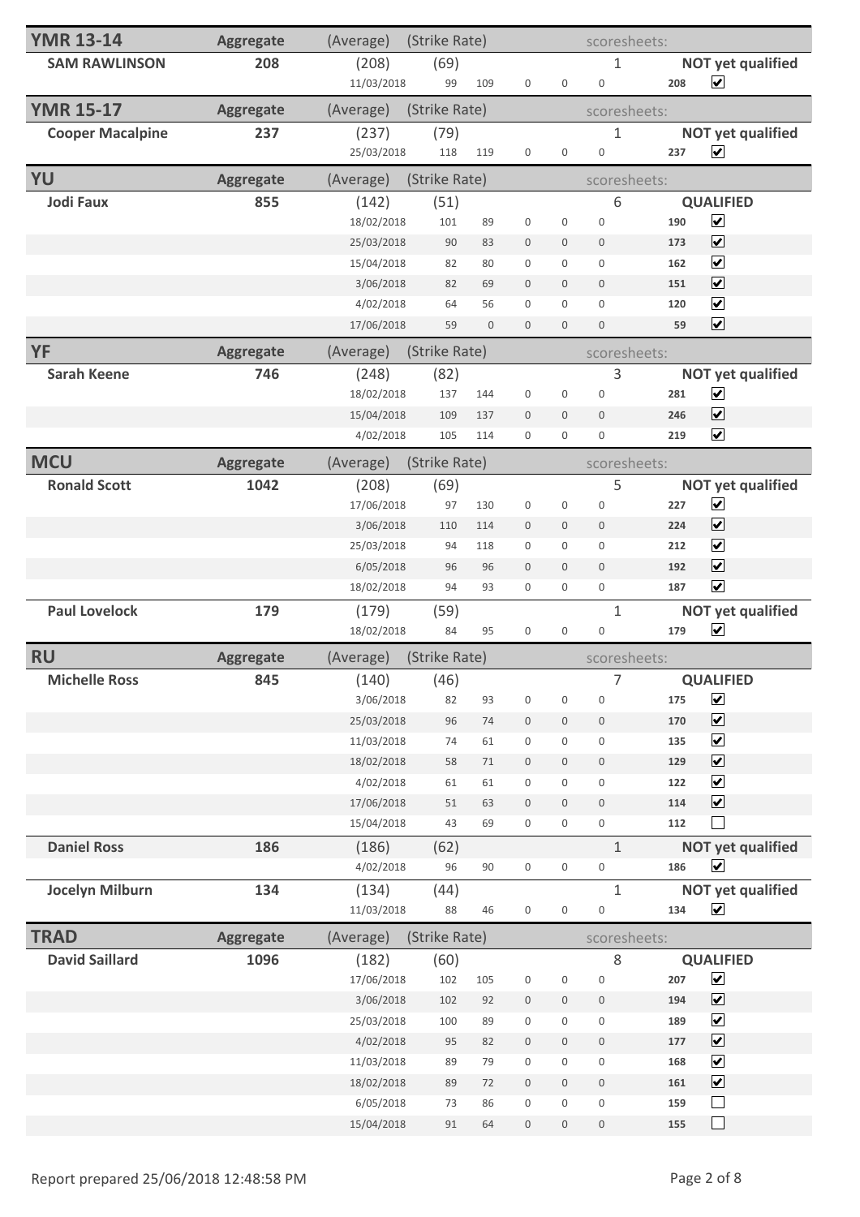| YMR 13-14 | Aggregate | (Average) | (Strike Rate) | | | | | scoresheets: | | |
|---|---|---|---|---|---|---|---|---|---|---|
| **SAM RAWLINSON** | **208** | (208) | (69) | | | | 1 | | **NOT yet qualified** | |
| | | 11/03/2018 | 99 | 109 | 0 | 0 | 0 | **208** | ✔ | |

| YMR 15-17 | Aggregate | (Average) | (Strike Rate) | | | | | scoresheets: | | |
|---|---|---|---|---|---|---|---|---|---|---|
| **Cooper Macalpine** | **237** | (237) | (79) | | | | 1 | | **NOT yet qualified** | |
| | | 25/03/2018 | 118 | 119 | 0 | 0 | 0 | **237** | ✔ | |

| YU | Aggregate | (Average) | (Strike Rate) | | | | | scoresheets: | | |
|---|---|---|---|---|---|---|---|---|---|---|
| **Jodi Faux** | **855** | (142) | (51) | | | | 6 | | **QUALIFIED** | |
| | | 18/02/2018 | 101 | 89 | 0 | 0 | 0 | **190** | ✔ | |
| | | 25/03/2018 | 90 | 83 | 0 | 0 | 0 | **173** | ✔ | |
| | | 15/04/2018 | 82 | 80 | 0 | 0 | 0 | **162** | ✔ | |
| | | 3/06/2018 | 82 | 69 | 0 | 0 | 0 | **151** | ✔ | |
| | | 4/02/2018 | 64 | 56 | 0 | 0 | 0 | **120** | ✔ | |
| | | 17/06/2018 | 59 | 0 | 0 | 0 | 0 | **59** | ✔ | |

| YF | Aggregate | (Average) | (Strike Rate) | | | | | scoresheets: | | |
|---|---|---|---|---|---|---|---|---|---|---|
| **Sarah Keene** | **746** | (248) | (82) | | | | 3 | | **NOT yet qualified** | |
| | | 18/02/2018 | 137 | 144 | 0 | 0 | 0 | **281** | ✔ | |
| | | 15/04/2018 | 109 | 137 | 0 | 0 | 0 | **246** | ✔ | |
| | | 4/02/2018 | 105 | 114 | 0 | 0 | 0 | **219** | ✔ | |

| MCU | Aggregate | (Average) | (Strike Rate) | | | | | scoresheets: | | |
|---|---|---|---|---|---|---|---|---|---|---|
| **Ronald Scott** | **1042** | (208) | (69) | | | | 5 | | **NOT yet qualified** | |
| | | 17/06/2018 | 97 | 130 | 0 | 0 | 0 | **227** | ✔ | |
| | | 3/06/2018 | 110 | 114 | 0 | 0 | 0 | **224** | ✔ | |
| | | 25/03/2018 | 94 | 118 | 0 | 0 | 0 | **212** | ✔ | |
| | | 6/05/2018 | 96 | 96 | 0 | 0 | 0 | **192** | ✔ | |
| | | 18/02/2018 | 94 | 93 | 0 | 0 | 0 | **187** | ✔ | |
| **Paul Lovelock** | **179** | (179) | (59) | | | | 1 | | **NOT yet qualified** | |
| | | 18/02/2018 | 84 | 95 | 0 | 0 | 0 | **179** | ✔ | |

| RU | Aggregate | (Average) | (Strike Rate) | | | | | scoresheets: | | |
|---|---|---|---|---|---|---|---|---|---|---|
| **Michelle Ross** | **845** | (140) | (46) | | | | 7 | | **QUALIFIED** | |
| | | 3/06/2018 | 82 | 93 | 0 | 0 | 0 | **175** | ✔ | |
| | | 25/03/2018 | 96 | 74 | 0 | 0 | 0 | **170** | ✔ | |
| | | 11/03/2018 | 74 | 61 | 0 | 0 | 0 | **135** | ✔ | |
| | | 18/02/2018 | 58 | 71 | 0 | 0 | 0 | **129** | ✔ | |
| | | 4/02/2018 | 61 | 61 | 0 | 0 | 0 | **122** | ✔ | |
| | | 17/06/2018 | 51 | 63 | 0 | 0 | 0 | **114** | ✔ | |
| | | 15/04/2018 | 43 | 69 | 0 | 0 | 0 | **112** | ☐ | |
| **Daniel Ross** | **186** | (186) | (62) | | | | 1 | | **NOT yet qualified** | |
| | | 4/02/2018 | 96 | 90 | 0 | 0 | 0 | **186** | ✔ | |
| **Jocelyn Milburn** | **134** | (134) | (44) | | | | 1 | | **NOT yet qualified** | |
| | | 11/03/2018 | 88 | 46 | 0 | 0 | 0 | **134** | ✔ | |

| TRAD | Aggregate | (Average) | (Strike Rate) | | | | | scoresheets: | | |
|---|---|---|---|---|---|---|---|---|---|---|
| **David Saillard** | **1096** | (182) | (60) | | | | 8 | | **QUALIFIED** | |
| | | 17/06/2018 | 102 | 105 | 0 | 0 | 0 | **207** | ✔ | |
| | | 3/06/2018 | 102 | 92 | 0 | 0 | 0 | **194** | ✔ | |
| | | 25/03/2018 | 100 | 89 | 0 | 0 | 0 | **189** | ✔ | |
| | | 4/02/2018 | 95 | 82 | 0 | 0 | 0 | **177** | ✔ | |
| | | 11/03/2018 | 89 | 79 | 0 | 0 | 0 | **168** | ✔ | |
| | | 18/02/2018 | 89 | 72 | 0 | 0 | 0 | **161** | ✔ | |
| | | 6/05/2018 | 73 | 86 | 0 | 0 | 0 | **159** | ☐ | |
| | | 15/04/2018 | 91 | 64 | 0 | 0 | 0 | **155** | ☐ | |

Report prepared 25/06/2018 12:48:58 PM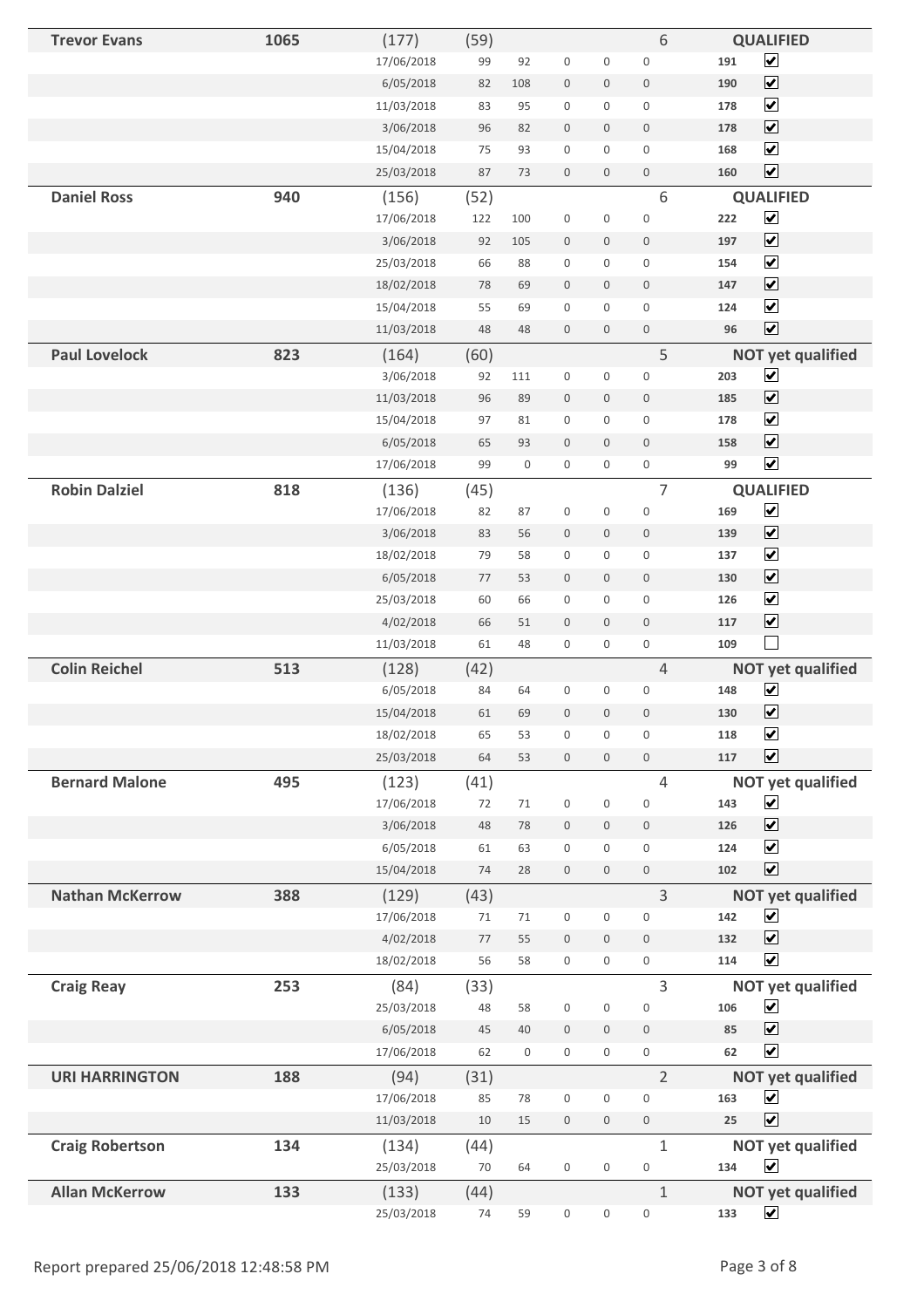| Name | Total | | | | | | | Count | Score | Status |
|---|---|---|---|---|---|---|---|---|---|---|
| **Trevor Evans** | **1065** | (177) | (59) | | | | | 6 | | **QUALIFIED** |
| | | 17/06/2018 | 99 | 92 | 0 | 0 | 0 | | **191** | ☑ |
| | | 6/05/2018 | 82 | 108 | 0 | 0 | 0 | | **190** | ☑ |
| | | 11/03/2018 | 83 | 95 | 0 | 0 | 0 | | **178** | ☑ |
| | | 3/06/2018 | 96 | 82 | 0 | 0 | 0 | | **178** | ☑ |
| | | 15/04/2018 | 75 | 93 | 0 | 0 | 0 | | **168** | ☑ |
| | | 25/03/2018 | 87 | 73 | 0 | 0 | 0 | | **160** | ☑ |
| **Daniel Ross** | **940** | (156) | (52) | | | | | 6 | | **QUALIFIED** |
| | | 17/06/2018 | 122 | 100 | 0 | 0 | 0 | | **222** | ☑ |
| | | 3/06/2018 | 92 | 105 | 0 | 0 | 0 | | **197** | ☑ |
| | | 25/03/2018 | 66 | 88 | 0 | 0 | 0 | | **154** | ☑ |
| | | 18/02/2018 | 78 | 69 | 0 | 0 | 0 | | **147** | ☑ |
| | | 15/04/2018 | 55 | 69 | 0 | 0 | 0 | | **124** | ☑ |
| | | 11/03/2018 | 48 | 48 | 0 | 0 | 0 | | **96** | ☑ |
| **Paul Lovelock** | **823** | (164) | (60) | | | | | 5 | | **NOT yet qualified** |
| | | 3/06/2018 | 92 | 111 | 0 | 0 | 0 | | **203** | ☑ |
| | | 11/03/2018 | 96 | 89 | 0 | 0 | 0 | | **185** | ☑ |
| | | 15/04/2018 | 97 | 81 | 0 | 0 | 0 | | **178** | ☑ |
| | | 6/05/2018 | 65 | 93 | 0 | 0 | 0 | | **158** | ☑ |
| | | 17/06/2018 | 99 | 0 | 0 | 0 | 0 | | **99** | ☑ |
| **Robin Dalziel** | **818** | (136) | (45) | | | | | 7 | | **QUALIFIED** |
| | | 17/06/2018 | 82 | 87 | 0 | 0 | 0 | | **169** | ☑ |
| | | 3/06/2018 | 83 | 56 | 0 | 0 | 0 | | **139** | ☑ |
| | | 18/02/2018 | 79 | 58 | 0 | 0 | 0 | | **137** | ☑ |
| | | 6/05/2018 | 77 | 53 | 0 | 0 | 0 | | **130** | ☑ |
| | | 25/03/2018 | 60 | 66 | 0 | 0 | 0 | | **126** | ☑ |
| | | 4/02/2018 | 66 | 51 | 0 | 0 | 0 | | **117** | ☑ |
| | | 11/03/2018 | 61 | 48 | 0 | 0 | 0 | | **109** | ☐ |
| **Colin Reichel** | **513** | (128) | (42) | | | | | 4 | | **NOT yet qualified** |
| | | 6/05/2018 | 84 | 64 | 0 | 0 | 0 | | **148** | ☑ |
| | | 15/04/2018 | 61 | 69 | 0 | 0 | 0 | | **130** | ☑ |
| | | 18/02/2018 | 65 | 53 | 0 | 0 | 0 | | **118** | ☑ |
| | | 25/03/2018 | 64 | 53 | 0 | 0 | 0 | | **117** | ☑ |
| **Bernard Malone** | **495** | (123) | (41) | | | | | 4 | | **NOT yet qualified** |
| | | 17/06/2018 | 72 | 71 | 0 | 0 | 0 | | **143** | ☑ |
| | | 3/06/2018 | 48 | 78 | 0 | 0 | 0 | | **126** | ☑ |
| | | 6/05/2018 | 61 | 63 | 0 | 0 | 0 | | **124** | ☑ |
| | | 15/04/2018 | 74 | 28 | 0 | 0 | 0 | | **102** | ☑ |
| **Nathan McKerrow** | **388** | (129) | (43) | | | | | 3 | | **NOT yet qualified** |
| | | 17/06/2018 | 71 | 71 | 0 | 0 | 0 | | **142** | ☑ |
| | | 4/02/2018 | 77 | 55 | 0 | 0 | 0 | | **132** | ☑ |
| | | 18/02/2018 | 56 | 58 | 0 | 0 | 0 | | **114** | ☑ |
| **Craig Reay** | **253** | (84) | (33) | | | | | 3 | | **NOT yet qualified** |
| | | 25/03/2018 | 48 | 58 | 0 | 0 | 0 | | **106** | ☑ |
| | | 6/05/2018 | 45 | 40 | 0 | 0 | 0 | | **85** | ☑ |
| | | 17/06/2018 | 62 | 0 | 0 | 0 | 0 | | **62** | ☑ |
| **URI HARRINGTON** | **188** | (94) | (31) | | | | | 2 | | **NOT yet qualified** |
| | | 17/06/2018 | 85 | 78 | 0 | 0 | 0 | | **163** | ☑ |
| | | 11/03/2018 | 10 | 15 | 0 | 0 | 0 | | **25** | ☑ |
| **Craig Robertson** | **134** | (134) | (44) | | | | | 1 | | **NOT yet qualified** |
| | | 25/03/2018 | 70 | 64 | 0 | 0 | 0 | | **134** | ☑ |
| **Allan McKerrow** | **133** | (133) | (44) | | | | | 1 | | **NOT yet qualified** |
| | | 25/03/2018 | 74 | 59 | 0 | 0 | 0 | | **133** | ☑ |

Report prepared 25/06/2018 12:48:58 PM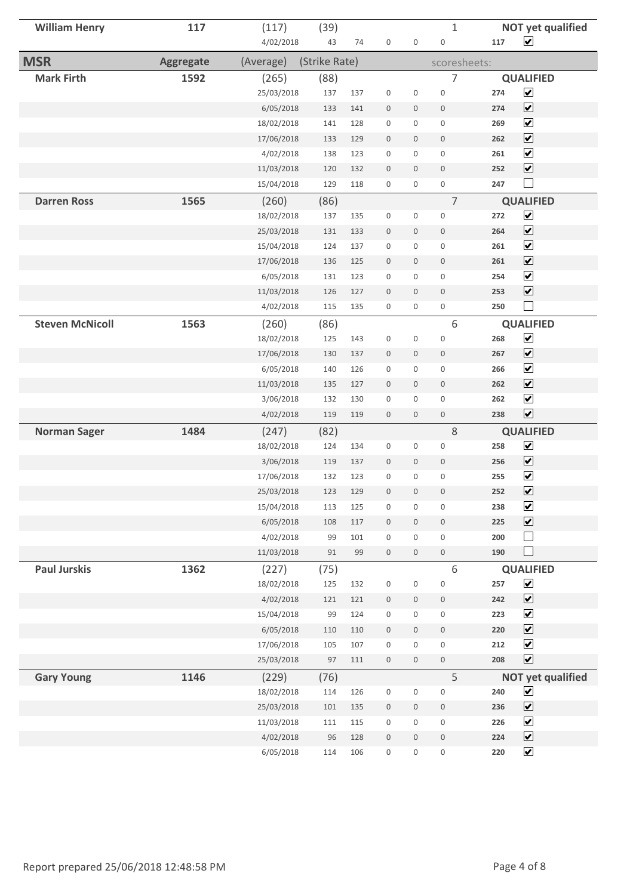| | | | | | | | | | | |
|---|---|---|---|---|---|---|---|---|---|---|
| **William Henry** | **117** | (117) | (39) | | | | | 1 | | **NOT yet qualified** |
| | | 4/02/2018 | 43 | 74 | 0 | 0 | 0 | | **117** | ☑ |

| **MSR** | **Aggregate** | (Average) | (Strike Rate) | | | | | scoresheets: | | |
|---|---|---|---|---|---|---|---|---|---|---|
| **Mark Firth** | **1592** | (265) | (88) | | | | | 7 | | **QUALIFIED** |
| | | 25/03/2018 | 137 | 137 | 0 | 0 | 0 | | **274** | ☑ |
| | | 6/05/2018 | 133 | 141 | 0 | 0 | 0 | | **274** | ☑ |
| | | 18/02/2018 | 141 | 128 | 0 | 0 | 0 | | **269** | ☑ |
| | | 17/06/2018 | 133 | 129 | 0 | 0 | 0 | | **262** | ☑ |
| | | 4/02/2018 | 138 | 123 | 0 | 0 | 0 | | **261** | ☑ |
| | | 11/03/2018 | 120 | 132 | 0 | 0 | 0 | | **252** | ☑ |
| | | 15/04/2018 | 129 | 118 | 0 | 0 | 0 | | **247** | ☐ |
| **Darren Ross** | **1565** | (260) | (86) | | | | | 7 | | **QUALIFIED** |
| | | 18/02/2018 | 137 | 135 | 0 | 0 | 0 | | **272** | ☑ |
| | | 25/03/2018 | 131 | 133 | 0 | 0 | 0 | | **264** | ☑ |
| | | 15/04/2018 | 124 | 137 | 0 | 0 | 0 | | **261** | ☑ |
| | | 17/06/2018 | 136 | 125 | 0 | 0 | 0 | | **261** | ☑ |
| | | 6/05/2018 | 131 | 123 | 0 | 0 | 0 | | **254** | ☑ |
| | | 11/03/2018 | 126 | 127 | 0 | 0 | 0 | | **253** | ☑ |
| | | 4/02/2018 | 115 | 135 | 0 | 0 | 0 | | **250** | ☐ |
| **Steven McNicoll** | **1563** | (260) | (86) | | | | | 6 | | **QUALIFIED** |
| | | 18/02/2018 | 125 | 143 | 0 | 0 | 0 | | **268** | ☑ |
| | | 17/06/2018 | 130 | 137 | 0 | 0 | 0 | | **267** | ☑ |
| | | 6/05/2018 | 140 | 126 | 0 | 0 | 0 | | **266** | ☑ |
| | | 11/03/2018 | 135 | 127 | 0 | 0 | 0 | | **262** | ☑ |
| | | 3/06/2018 | 132 | 130 | 0 | 0 | 0 | | **262** | ☑ |
| | | 4/02/2018 | 119 | 119 | 0 | 0 | 0 | | **238** | ☑ |
| **Norman Sager** | **1484** | (247) | (82) | | | | | 8 | | **QUALIFIED** |
| | | 18/02/2018 | 124 | 134 | 0 | 0 | 0 | | **258** | ☑ |
| | | 3/06/2018 | 119 | 137 | 0 | 0 | 0 | | **256** | ☑ |
| | | 17/06/2018 | 132 | 123 | 0 | 0 | 0 | | **255** | ☑ |
| | | 25/03/2018 | 123 | 129 | 0 | 0 | 0 | | **252** | ☑ |
| | | 15/04/2018 | 113 | 125 | 0 | 0 | 0 | | **238** | ☑ |
| | | 6/05/2018 | 108 | 117 | 0 | 0 | 0 | | **225** | ☑ |
| | | 4/02/2018 | 99 | 101 | 0 | 0 | 0 | | **200** | ☐ |
| | | 11/03/2018 | 91 | 99 | 0 | 0 | 0 | | **190** | ☐ |
| **Paul Jurskis** | **1362** | (227) | (75) | | | | | 6 | | **QUALIFIED** |
| | | 18/02/2018 | 125 | 132 | 0 | 0 | 0 | | **257** | ☑ |
| | | 4/02/2018 | 121 | 121 | 0 | 0 | 0 | | **242** | ☑ |
| | | 15/04/2018 | 99 | 124 | 0 | 0 | 0 | | **223** | ☑ |
| | | 6/05/2018 | 110 | 110 | 0 | 0 | 0 | | **220** | ☑ |
| | | 17/06/2018 | 105 | 107 | 0 | 0 | 0 | | **212** | ☑ |
| | | 25/03/2018 | 97 | 111 | 0 | 0 | 0 | | **208** | ☑ |
| **Gary Young** | **1146** | (229) | (76) | | | | | 5 | | **NOT yet qualified** |
| | | 18/02/2018 | 114 | 126 | 0 | 0 | 0 | | **240** | ☑ |
| | | 25/03/2018 | 101 | 135 | 0 | 0 | 0 | | **236** | ☑ |
| | | 11/03/2018 | 111 | 115 | 0 | 0 | 0 | | **226** | ☑ |
| | | 4/02/2018 | 96 | 128 | 0 | 0 | 0 | | **224** | ☑ |
| | | 6/05/2018 | 114 | 106 | 0 | 0 | 0 | | **220** | ☑ |

Report prepared 25/06/2018 12:48:58 PM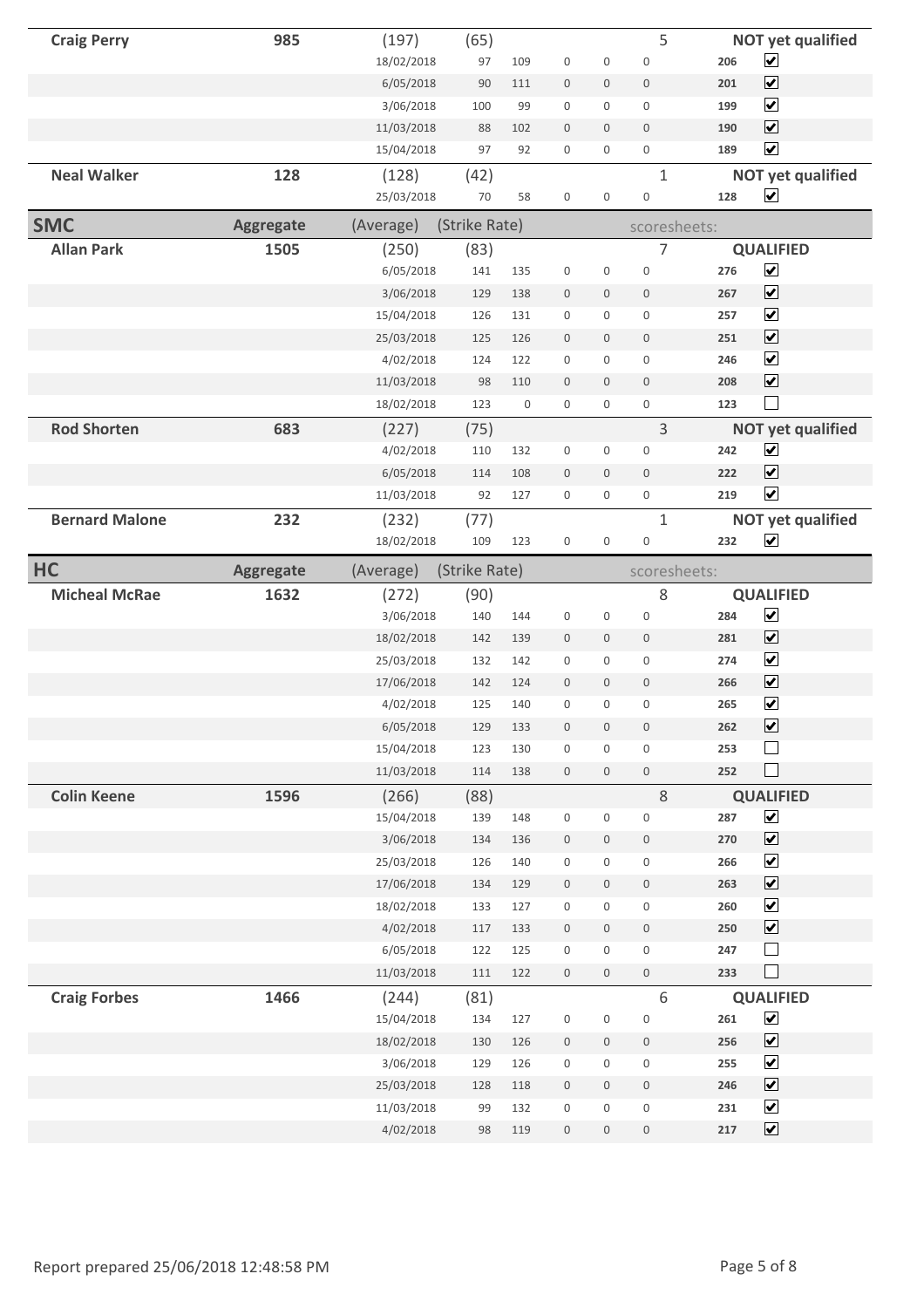| | | | | | | | | | |
|---|---|---|---|---|---|---|---|---|---|
| **Craig Perry** | **985** | (197) | (65) | | | | 5 | | **NOT yet qualified** |
| | | 18/02/2018 | 97 | 109 | 0 | 0 | 0 | **206** | ☑ |
| | | 6/05/2018 | 90 | 111 | 0 | 0 | 0 | **201** | ☑ |
| | | 3/06/2018 | 100 | 99 | 0 | 0 | 0 | **199** | ☑ |
| | | 11/03/2018 | 88 | 102 | 0 | 0 | 0 | **190** | ☑ |
| | | 15/04/2018 | 97 | 92 | 0 | 0 | 0 | **189** | ☑ |
| **Neal Walker** | **128** | (128) | (42) | | | | 1 | | **NOT yet qualified** |
| | | 25/03/2018 | 70 | 58 | 0 | 0 | 0 | **128** | ☑ |

| **SMC** | **Aggregate** | (Average) | (Strike Rate) | | | | scoresheets: | | |
|---|---|---|---|---|---|---|---|---|---|
| **Allan Park** | **1505** | (250) | (83) | | | | 7 | | **QUALIFIED** |
| | | 6/05/2018 | 141 | 135 | 0 | 0 | 0 | **276** | ☑ |
| | | 3/06/2018 | 129 | 138 | 0 | 0 | 0 | **267** | ☑ |
| | | 15/04/2018 | 126 | 131 | 0 | 0 | 0 | **257** | ☑ |
| | | 25/03/2018 | 125 | 126 | 0 | 0 | 0 | **251** | ☑ |
| | | 4/02/2018 | 124 | 122 | 0 | 0 | 0 | **246** | ☑ |
| | | 11/03/2018 | 98 | 110 | 0 | 0 | 0 | **208** | ☑ |
| | | 18/02/2018 | 123 | 0 | 0 | 0 | 0 | **123** | ☐ |
| **Rod Shorten** | **683** | (227) | (75) | | | | 3 | | **NOT yet qualified** |
| | | 4/02/2018 | 110 | 132 | 0 | 0 | 0 | **242** | ☑ |
| | | 6/05/2018 | 114 | 108 | 0 | 0 | 0 | **222** | ☑ |
| | | 11/03/2018 | 92 | 127 | 0 | 0 | 0 | **219** | ☑ |
| **Bernard Malone** | **232** | (232) | (77) | | | | 1 | | **NOT yet qualified** |
| | | 18/02/2018 | 109 | 123 | 0 | 0 | 0 | **232** | ☑ |

| **HC** | **Aggregate** | (Average) | (Strike Rate) | | | | scoresheets: | | |
|---|---|---|---|---|---|---|---|---|---|
| **Micheal McRae** | **1632** | (272) | (90) | | | | 8 | | **QUALIFIED** |
| | | 3/06/2018 | 140 | 144 | 0 | 0 | 0 | **284** | ☑ |
| | | 18/02/2018 | 142 | 139 | 0 | 0 | 0 | **281** | ☑ |
| | | 25/03/2018 | 132 | 142 | 0 | 0 | 0 | **274** | ☑ |
| | | 17/06/2018 | 142 | 124 | 0 | 0 | 0 | **266** | ☑ |
| | | 4/02/2018 | 125 | 140 | 0 | 0 | 0 | **265** | ☑ |
| | | 6/05/2018 | 129 | 133 | 0 | 0 | 0 | **262** | ☑ |
| | | 15/04/2018 | 123 | 130 | 0 | 0 | 0 | **253** | ☐ |
| | | 11/03/2018 | 114 | 138 | 0 | 0 | 0 | **252** | ☐ |
| **Colin Keene** | **1596** | (266) | (88) | | | | 8 | | **QUALIFIED** |
| | | 15/04/2018 | 139 | 148 | 0 | 0 | 0 | **287** | ☑ |
| | | 3/06/2018 | 134 | 136 | 0 | 0 | 0 | **270** | ☑ |
| | | 25/03/2018 | 126 | 140 | 0 | 0 | 0 | **266** | ☑ |
| | | 17/06/2018 | 134 | 129 | 0 | 0 | 0 | **263** | ☑ |
| | | 18/02/2018 | 133 | 127 | 0 | 0 | 0 | **260** | ☑ |
| | | 4/02/2018 | 117 | 133 | 0 | 0 | 0 | **250** | ☑ |
| | | 6/05/2018 | 122 | 125 | 0 | 0 | 0 | **247** | ☐ |
| | | 11/03/2018 | 111 | 122 | 0 | 0 | 0 | **233** | ☐ |
| **Craig Forbes** | **1466** | (244) | (81) | | | | 6 | | **QUALIFIED** |
| | | 15/04/2018 | 134 | 127 | 0 | 0 | 0 | **261** | ☑ |
| | | 18/02/2018 | 130 | 126 | 0 | 0 | 0 | **256** | ☑ |
| | | 3/06/2018 | 129 | 126 | 0 | 0 | 0 | **255** | ☑ |
| | | 25/03/2018 | 128 | 118 | 0 | 0 | 0 | **246** | ☑ |
| | | 11/03/2018 | 99 | 132 | 0 | 0 | 0 | **231** | ☑ |
| | | 4/02/2018 | 98 | 119 | 0 | 0 | 0 | **217** | ☑ |

Report prepared 25/06/2018 12:48:58 PM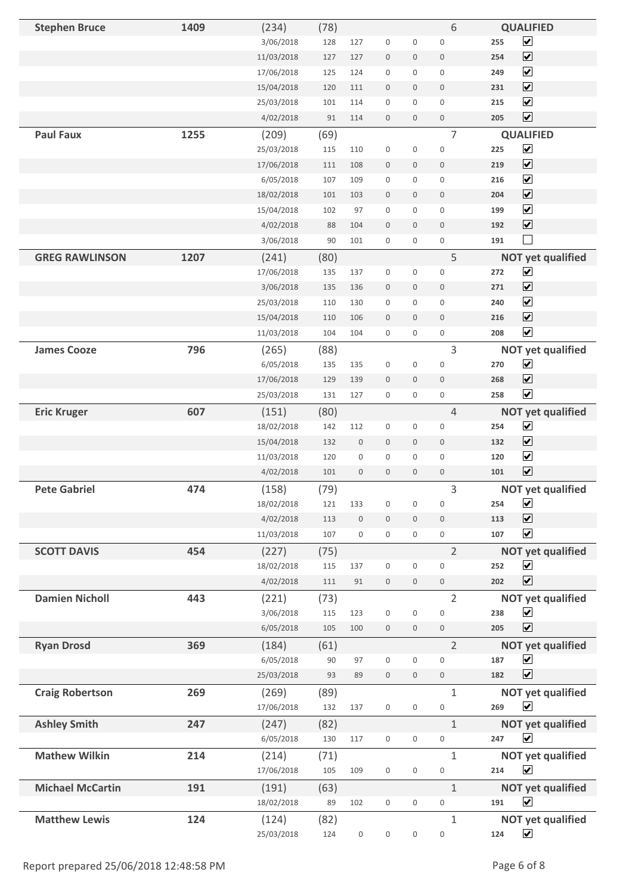| Name | Total | Avg | Avg | | | | Count | | Status |
|---|---|---|---|---|---|---|---|---|---|
| **Stephen Bruce** | **1409** | (234) | (78) | | | | 6 | | **QUALIFIED** |
| | | 3/06/2018 | 128 | 127 | 0 | 0 | 0 | **255** | ☑ |
| | | 11/03/2018 | 127 | 127 | 0 | 0 | 0 | **254** | ☑ |
| | | 17/06/2018 | 125 | 124 | 0 | 0 | 0 | **249** | ☑ |
| | | 15/04/2018 | 120 | 111 | 0 | 0 | 0 | **231** | ☑ |
| | | 25/03/2018 | 101 | 114 | 0 | 0 | 0 | **215** | ☑ |
| | | 4/02/2018 | 91 | 114 | 0 | 0 | 0 | **205** | ☑ |
| **Paul Faux** | **1255** | (209) | (69) | | | | 7 | | **QUALIFIED** |
| | | 25/03/2018 | 115 | 110 | 0 | 0 | 0 | **225** | ☑ |
| | | 17/06/2018 | 111 | 108 | 0 | 0 | 0 | **219** | ☑ |
| | | 6/05/2018 | 107 | 109 | 0 | 0 | 0 | **216** | ☑ |
| | | 18/02/2018 | 101 | 103 | 0 | 0 | 0 | **204** | ☑ |
| | | 15/04/2018 | 102 | 97 | 0 | 0 | 0 | **199** | ☑ |
| | | 4/02/2018 | 88 | 104 | 0 | 0 | 0 | **192** | ☑ |
| | | 3/06/2018 | 90 | 101 | 0 | 0 | 0 | **191** | ☐ |
| **GREG RAWLINSON** | **1207** | (241) | (80) | | | | 5 | | **NOT yet qualified** |
| | | 17/06/2018 | 135 | 137 | 0 | 0 | 0 | **272** | ☑ |
| | | 3/06/2018 | 135 | 136 | 0 | 0 | 0 | **271** | ☑ |
| | | 25/03/2018 | 110 | 130 | 0 | 0 | 0 | **240** | ☑ |
| | | 15/04/2018 | 110 | 106 | 0 | 0 | 0 | **216** | ☑ |
| | | 11/03/2018 | 104 | 104 | 0 | 0 | 0 | **208** | ☑ |
| **James Cooze** | **796** | (265) | (88) | | | | 3 | | **NOT yet qualified** |
| | | 6/05/2018 | 135 | 135 | 0 | 0 | 0 | **270** | ☑ |
| | | 17/06/2018 | 129 | 139 | 0 | 0 | 0 | **268** | ☑ |
| | | 25/03/2018 | 131 | 127 | 0 | 0 | 0 | **258** | ☑ |
| **Eric Kruger** | **607** | (151) | (80) | | | | 4 | | **NOT yet qualified** |
| | | 18/02/2018 | 142 | 112 | 0 | 0 | 0 | **254** | ☑ |
| | | 15/04/2018 | 132 | 0 | 0 | 0 | 0 | **132** | ☑ |
| | | 11/03/2018 | 120 | 0 | 0 | 0 | 0 | **120** | ☑ |
| | | 4/02/2018 | 101 | 0 | 0 | 0 | 0 | **101** | ☑ |
| **Pete Gabriel** | **474** | (158) | (79) | | | | 3 | | **NOT yet qualified** |
| | | 18/02/2018 | 121 | 133 | 0 | 0 | 0 | **254** | ☑ |
| | | 4/02/2018 | 113 | 0 | 0 | 0 | 0 | **113** | ☑ |
| | | 11/03/2018 | 107 | 0 | 0 | 0 | 0 | **107** | ☑ |
| **SCOTT DAVIS** | **454** | (227) | (75) | | | | 2 | | **NOT yet qualified** |
| | | 18/02/2018 | 115 | 137 | 0 | 0 | 0 | **252** | ☑ |
| | | 4/02/2018 | 111 | 91 | 0 | 0 | 0 | **202** | ☑ |
| **Damien Nicholl** | **443** | (221) | (73) | | | | 2 | | **NOT yet qualified** |
| | | 3/06/2018 | 115 | 123 | 0 | 0 | 0 | **238** | ☑ |
| | | 6/05/2018 | 105 | 100 | 0 | 0 | 0 | **205** | ☑ |
| **Ryan Drosd** | **369** | (184) | (61) | | | | 2 | | **NOT yet qualified** |
| | | 6/05/2018 | 90 | 97 | 0 | 0 | 0 | **187** | ☑ |
| | | 25/03/2018 | 93 | 89 | 0 | 0 | 0 | **182** | ☑ |
| **Craig Robertson** | **269** | (269) | (89) | | | | 1 | | **NOT yet qualified** |
| | | 17/06/2018 | 132 | 137 | 0 | 0 | 0 | **269** | ☑ |
| **Ashley Smith** | **247** | (247) | (82) | | | | 1 | | **NOT yet qualified** |
| | | 6/05/2018 | 130 | 117 | 0 | 0 | 0 | **247** | ☑ |
| **Mathew Wilkin** | **214** | (214) | (71) | | | | 1 | | **NOT yet qualified** |
| | | 17/06/2018 | 105 | 109 | 0 | 0 | 0 | **214** | ☑ |
| **Michael McCartin** | **191** | (191) | (63) | | | | 1 | | **NOT yet qualified** |
| | | 18/02/2018 | 89 | 102 | 0 | 0 | 0 | **191** | ☑ |
| **Matthew Lewis** | **124** | (124) | (82) | | | | 1 | | **NOT yet qualified** |
| | | 25/03/2018 | 124 | 0 | 0 | 0 | 0 | **124** | ☑ |

Report prepared 25/06/2018 12:48:58 PM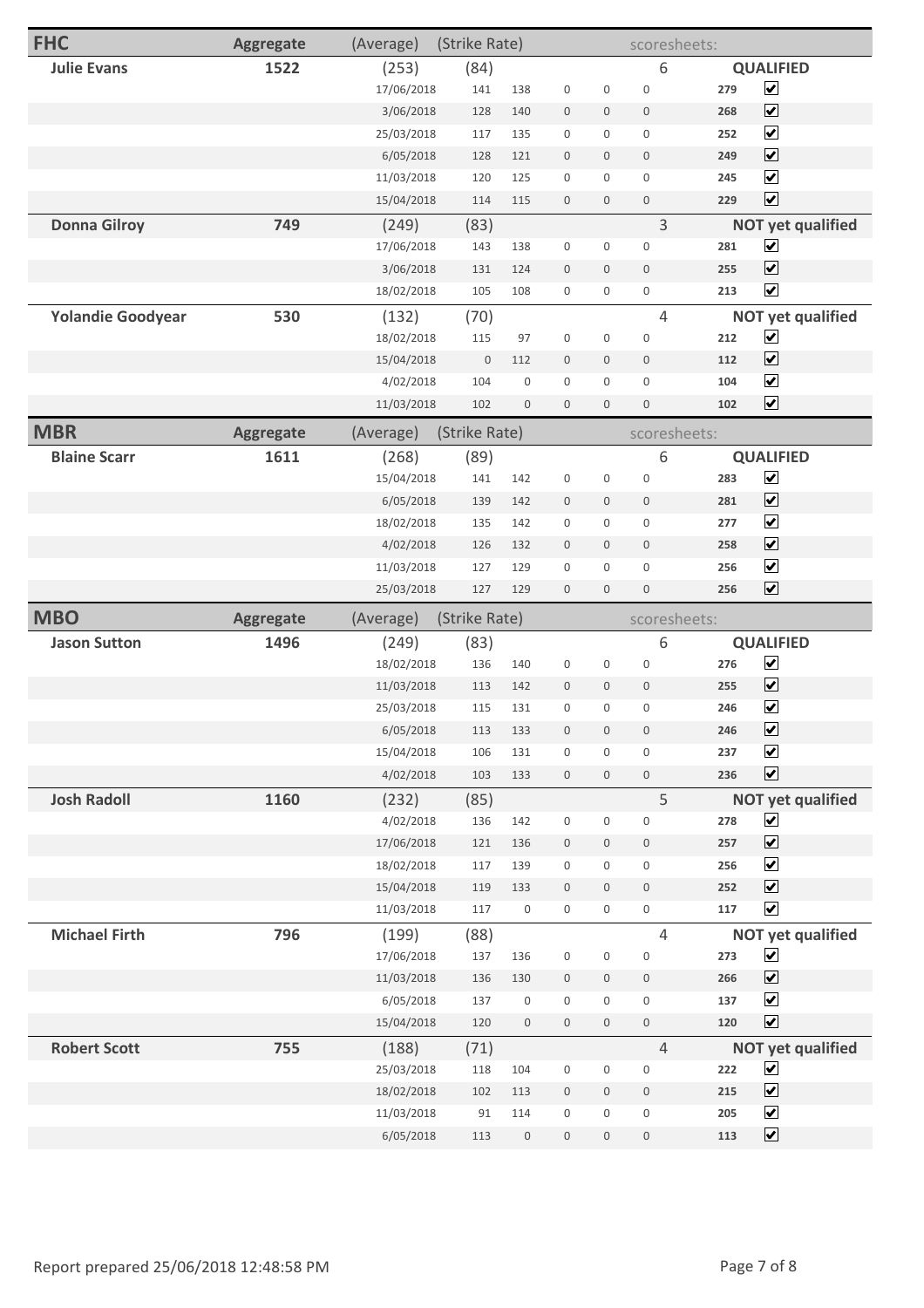## FHC

| | Aggregate | (Average) | (Strike Rate) | | | | | scoresheets: | | |
|---|---|---|---|---|---|---|---|---|---|---|
| **Julie Evans** | **1522** | (253) | (84) | | | | | 6 | | **QUALIFIED** |
| | | 17/06/2018 | 141 | 138 | 0 | 0 | 0 | | **279** | ☑ |
| | | 3/06/2018 | 128 | 140 | 0 | 0 | 0 | | **268** | ☑ |
| | | 25/03/2018 | 117 | 135 | 0 | 0 | 0 | | **252** | ☑ |
| | | 6/05/2018 | 128 | 121 | 0 | 0 | 0 | | **249** | ☑ |
| | | 11/03/2018 | 120 | 125 | 0 | 0 | 0 | | **245** | ☑ |
| | | 15/04/2018 | 114 | 115 | 0 | 0 | 0 | | **229** | ☑ |
| **Donna Gilroy** | **749** | (249) | (83) | | | | | 3 | | **NOT yet qualified** |
| | | 17/06/2018 | 143 | 138 | 0 | 0 | 0 | | **281** | ☑ |
| | | 3/06/2018 | 131 | 124 | 0 | 0 | 0 | | **255** | ☑ |
| | | 18/02/2018 | 105 | 108 | 0 | 0 | 0 | | **213** | ☑ |
| **Yolandie Goodyear** | **530** | (132) | (70) | | | | | 4 | | **NOT yet qualified** |
| | | 18/02/2018 | 115 | 97 | 0 | 0 | 0 | | **212** | ☑ |
| | | 15/04/2018 | 0 | 112 | 0 | 0 | 0 | | **112** | ☑ |
| | | 4/02/2018 | 104 | 0 | 0 | 0 | 0 | | **104** | ☑ |
| | | 11/03/2018 | 102 | 0 | 0 | 0 | 0 | | **102** | ☑ |

## MBR

| | Aggregate | (Average) | (Strike Rate) | | | | | scoresheets: | | |
|---|---|---|---|---|---|---|---|---|---|---|
| **Blaine Scarr** | **1611** | (268) | (89) | | | | | 6 | | **QUALIFIED** |
| | | 15/04/2018 | 141 | 142 | 0 | 0 | 0 | | **283** | ☑ |
| | | 6/05/2018 | 139 | 142 | 0 | 0 | 0 | | **281** | ☑ |
| | | 18/02/2018 | 135 | 142 | 0 | 0 | 0 | | **277** | ☑ |
| | | 4/02/2018 | 126 | 132 | 0 | 0 | 0 | | **258** | ☑ |
| | | 11/03/2018 | 127 | 129 | 0 | 0 | 0 | | **256** | ☑ |
| | | 25/03/2018 | 127 | 129 | 0 | 0 | 0 | | **256** | ☑ |

## MBO

| | Aggregate | (Average) | (Strike Rate) | | | | | scoresheets: | | |
|---|---|---|---|---|---|---|---|---|---|---|
| **Jason Sutton** | **1496** | (249) | (83) | | | | | 6 | | **QUALIFIED** |
| | | 18/02/2018 | 136 | 140 | 0 | 0 | 0 | | **276** | ☑ |
| | | 11/03/2018 | 113 | 142 | 0 | 0 | 0 | | **255** | ☑ |
| | | 25/03/2018 | 115 | 131 | 0 | 0 | 0 | | **246** | ☑ |
| | | 6/05/2018 | 113 | 133 | 0 | 0 | 0 | | **246** | ☑ |
| | | 15/04/2018 | 106 | 131 | 0 | 0 | 0 | | **237** | ☑ |
| | | 4/02/2018 | 103 | 133 | 0 | 0 | 0 | | **236** | ☑ |
| **Josh Radoll** | **1160** | (232) | (85) | | | | | 5 | | **NOT yet qualified** |
| | | 4/02/2018 | 136 | 142 | 0 | 0 | 0 | | **278** | ☑ |
| | | 17/06/2018 | 121 | 136 | 0 | 0 | 0 | | **257** | ☑ |
| | | 18/02/2018 | 117 | 139 | 0 | 0 | 0 | | **256** | ☑ |
| | | 15/04/2018 | 119 | 133 | 0 | 0 | 0 | | **252** | ☑ |
| | | 11/03/2018 | 117 | 0 | 0 | 0 | 0 | | **117** | ☑ |
| **Michael Firth** | **796** | (199) | (88) | | | | | 4 | | **NOT yet qualified** |
| | | 17/06/2018 | 137 | 136 | 0 | 0 | 0 | | **273** | ☑ |
| | | 11/03/2018 | 136 | 130 | 0 | 0 | 0 | | **266** | ☑ |
| | | 6/05/2018 | 137 | 0 | 0 | 0 | 0 | | **137** | ☑ |
| | | 15/04/2018 | 120 | 0 | 0 | 0 | 0 | | **120** | ☑ |
| **Robert Scott** | **755** | (188) | (71) | | | | | 4 | | **NOT yet qualified** |
| | | 25/03/2018 | 118 | 104 | 0 | 0 | 0 | | **222** | ☑ |
| | | 18/02/2018 | 102 | 113 | 0 | 0 | 0 | | **215** | ☑ |
| | | 11/03/2018 | 91 | 114 | 0 | 0 | 0 | | **205** | ☑ |
| | | 6/05/2018 | 113 | 0 | 0 | 0 | 0 | | **113** | ☑ |

Report prepared 25/06/2018 12:48:58 PM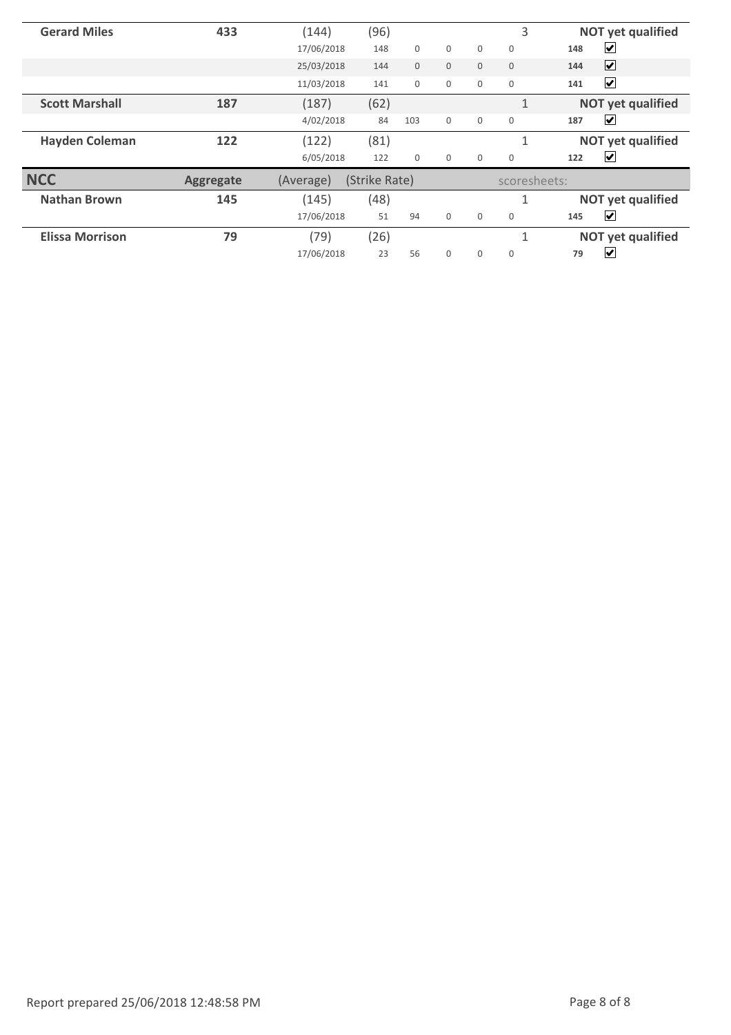| | | | | | | | | | | |
|---|---|---|---|---|---|---|---|---|---|---|
| **Gerard Miles** | **433** | (144) | (96) | | | | | 3 | | **NOT yet qualified** |
| | | 17/06/2018 | 148 | 0 | 0 | 0 | 0 | | 148 | ☑ |
| | | 25/03/2018 | 144 | 0 | 0 | 0 | 0 | | 144 | ☑ |
| | | 11/03/2018 | 141 | 0 | 0 | 0 | 0 | | 141 | ☑ |
| **Scott Marshall** | **187** | (187) | (62) | | | | | 1 | | **NOT yet qualified** |
| | | 4/02/2018 | 84 | 103 | 0 | 0 | 0 | | 187 | ☑ |
| **Hayden Coleman** | **122** | (122) | (81) | | | | | 1 | | **NOT yet qualified** |
| | | 6/05/2018 | 122 | 0 | 0 | 0 | 0 | | 122 | ☑ |
| **NCC** | **Aggregate** | (Average) | (Strike Rate) | | | | scoresheets: | | | |
| **Nathan Brown** | **145** | (145) | (48) | | | | | 1 | | **NOT yet qualified** |
| | | 17/06/2018 | 51 | 94 | 0 | 0 | 0 | | 145 | ☑ |
| **Elissa Morrison** | **79** | (79) | (26) | | | | | 1 | | **NOT yet qualified** |
| | | 17/06/2018 | 23 | 56 | 0 | 0 | 0 | | 79 | ☑ |

Report prepared 25/06/2018 12:48:58 PM